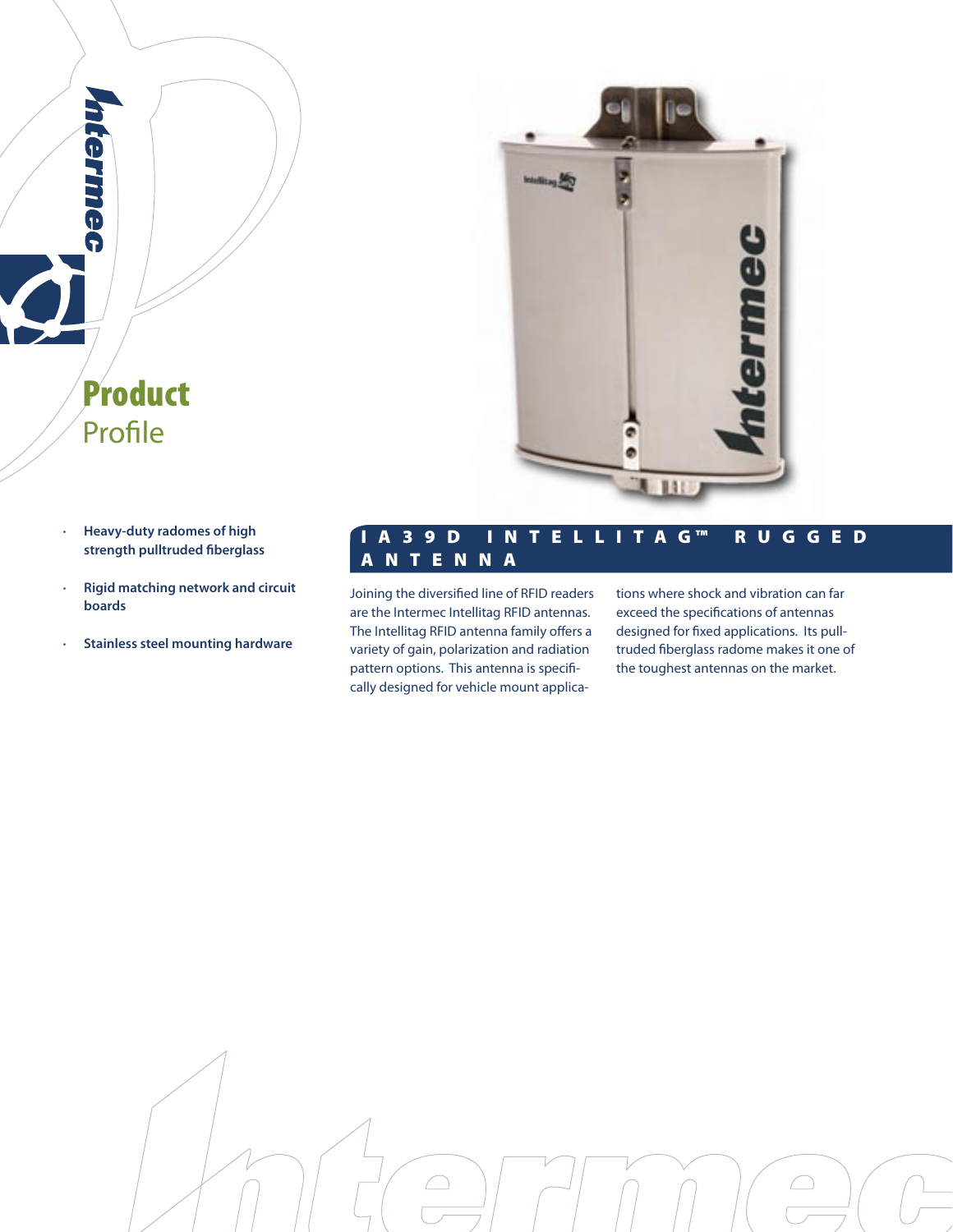# Product Profile

- Heavy-duty radomes of high strength pulltruded fiberglass
- Rigid matching network and circuit boards
- Stainless steel mounting hardware

## IA39D Intellitag™ Rugged Antenna

Joining the diversified line of RFID readers are the Intermec Intellitag RFID antennas. The Intellitag RFID antenna family offers a variety of gain, polarization and radiation pattern options. This antenna is specifically designed for vehicle mount applications where shock and vibration can far exceed the specifications of antennas designed for fixed applications. Its pulltruded fiberglass radome makes it one of the toughest antennas on the market.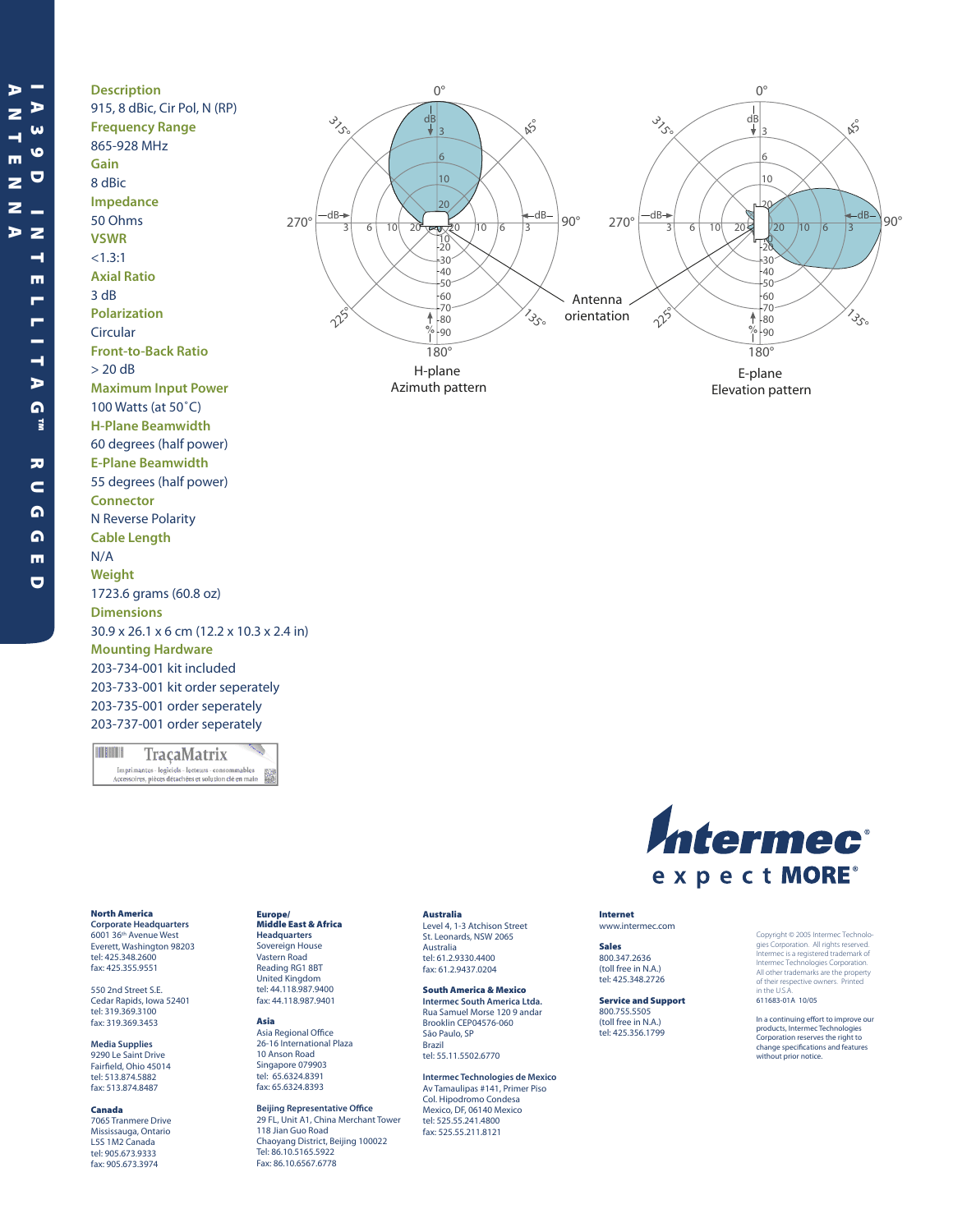## Description
915, 8 dBic, Cir Pol, N (RP)

## Frequency Range
865-928 MHz

## Gain
8 dBic

## Impedance
50 Ohms

## VSWR
<1.3:1

## Axial Ratio
3 dB

## Polarization
Circular

## Front-to-Back Ratio
> 20 dB

## Maximum Input Power
100 Watts (at 50˚C)

## H-Plane Beamwidth
60 degrees (half power)

## E-Plane Beamwidth
55 degrees (half power)

## Connector
N Reverse Polarity

## Cable Length
N/A

## Weight
1723.6 grams (60.8 oz)

## Dimensions
30.9 x 26.1 x 6 cm (12.2 x 10.3 x 2.4 in)

## Mounting Hardware
203-734-001 kit included
203-733-001 kit order seperately
203-735-001 order seperately
203-737-001 order seperately

0°
45°
90°
135°
180°
225°
270°
315°
dB
3
6
10
20
%
10
20
30
40
50
60
70
80
90
Antenna orientation

H-plane
Azimuth pattern

E-plane
Elevation pattern

TraçaMatrix
Imprimantes - logiciels - lecteurs - consommables
Accessoires, pièces détachées et solution clé en main

Intermec®
expect MORE®

**North America**
**Corporate Headquarters**
6001 36th Avenue West
Everett, Washington 98203
tel: 425.348.2600
fax: 425.355.9551

550 2nd Street S.E.
Cedar Rapids, Iowa 52401
tel: 319.369.3100
fax: 319.369.3453

**Media Supplies**
9290 Le Saint Drive
Fairfield, Ohio 45014
tel: 513.874.5882
fax: 513.874.8487

**Canada**
7065 Tranmere Drive
Mississauga, Ontario
L5S 1M2 Canada
tel: 905.673.9333
fax: 905.673.3974

**Europe/**
**Middle East & Africa**
**Headquarters**
Sovereign House
Vastern Road
Reading RG1 8BT
United Kingdom
tel: 44.118.987.9400
fax: 44.118.987.9401

**Asia**
Asia Regional Office
26-16 International Plaza
10 Anson Road
Singapore 079903
tel: 65.6324.8391
fax: 65.6324.8393

**Beijing Representative Office**
29 FL, Unit A1, China Merchant Tower
118 Jian Guo Road
Chaoyang District, Beijing 100022
Tel: 86.10.5165.5922
Fax: 86.10.6567.6778

**Australia**
Level 4, 1-3 Atchison Street
St. Leonards, NSW 2065
Australia
tel: 61.2.9330.4400
fax: 61.2.9437.0204

**South America & Mexico**
**Intermec South America Ltda.**
Rua Samuel Morse 120 9 andar
Brooklin CEP04576-060
São Paulo, SP
Brazil
tel: 55.11.5502.6770

**Intermec Technologies de Mexico**
Av Tamaulipas #141, Primer Piso
Col. Hipodromo Condesa
Mexico, DF, 06140 Mexico
tel: 525.55.241.4800
fax: 525.55.211.8121

**Internet**
www.intermec.com

**Sales**
800.347.2636
(toll free in N.A.)
tel: 425.348.2726

**Service and Support**
800.755.5505
(toll free in N.A.)
tel: 425.356.1799

Copyright © 2005 Intermec Technologies Corporation. All rights reserved. Intermec is a registered trademark of Intermec Technologies Corporation. All other trademarks are the property of their respective owners. Printed in the U.S.A.
611683-01A 10/05

In a continuing effort to improve our products, Intermec Technologies Corporation reserves the right to change specifications and features without prior notice.